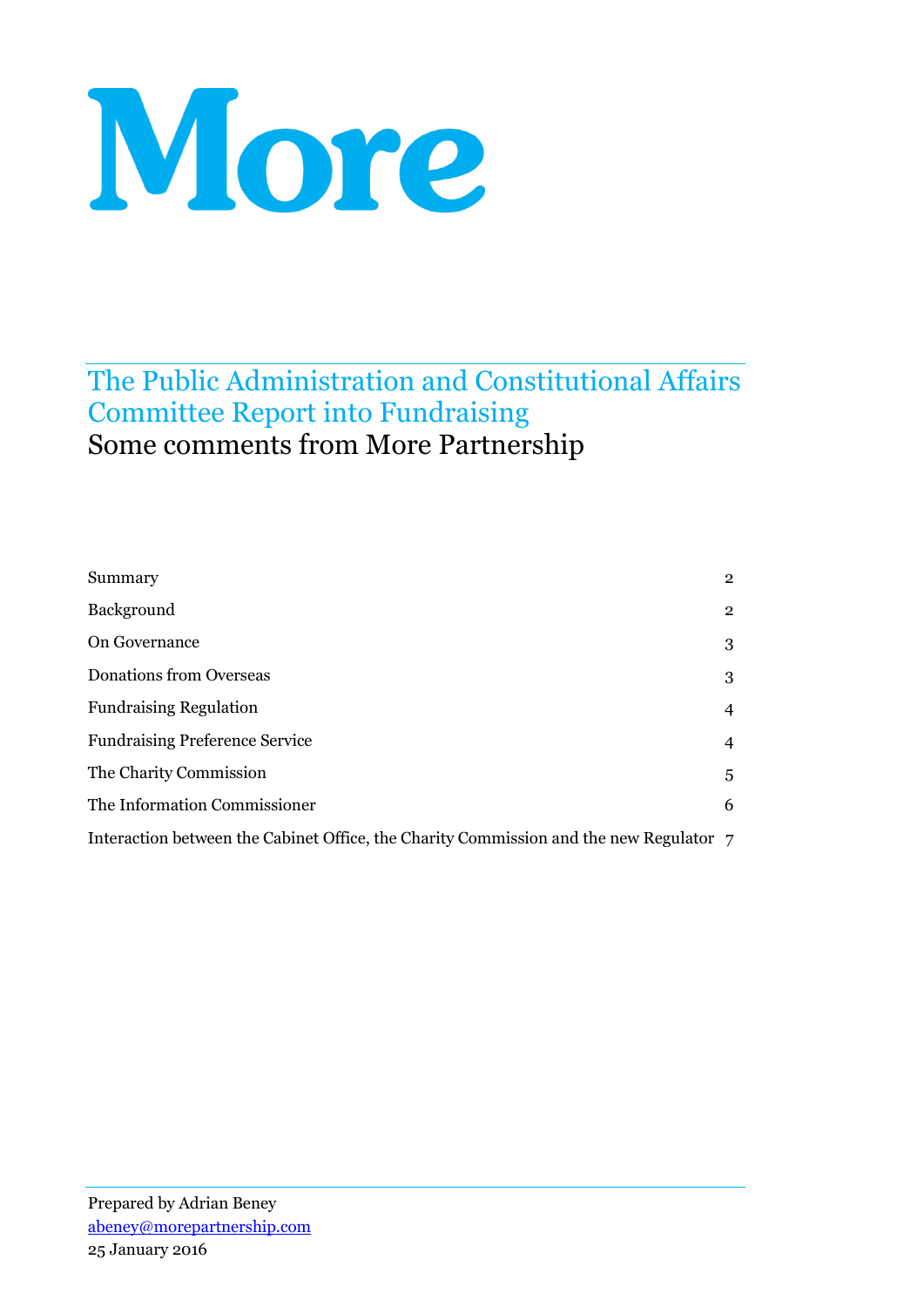# More

## The Public Administration and Constitutional Affairs Committee Report into Fundraising

Some comments from More Partnership

| | |
|---|---|
| Summary | 2 |
| Background | 2 |
| On Governance | 3 |
| Donations from Overseas | 3 |
| Fundraising Regulation | 4 |
| Fundraising Preference Service | 4 |
| The Charity Commission | 5 |
| The Information Commissioner | 6 |
| Interaction between the Cabinet Office, the Charity Commission and the new Regulator | 7 |

Prepared by Adrian Beney
abeney@morepartnership.com
25 January 2016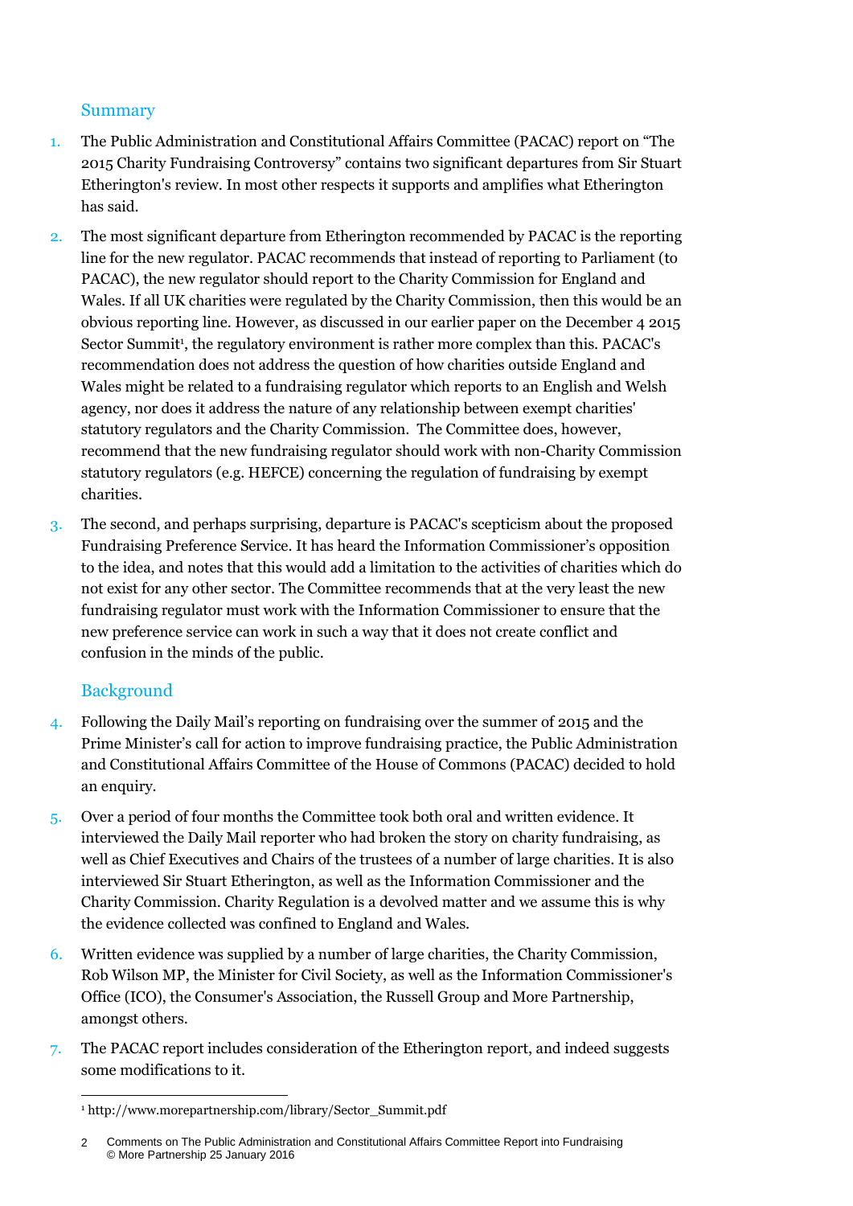## Summary

1. The Public Administration and Constitutional Affairs Committee (PACAC) report on "The 2015 Charity Fundraising Controversy" contains two significant departures from Sir Stuart Etherington's review. In most other respects it supports and amplifies what Etherington has said.

2. The most significant departure from Etherington recommended by PACAC is the reporting line for the new regulator. PACAC recommends that instead of reporting to Parliament (to PACAC), the new regulator should report to the Charity Commission for England and Wales. If all UK charities were regulated by the Charity Commission, then this would be an obvious reporting line. However, as discussed in our earlier paper on the December 4 2015 Sector Summit[1], the regulatory environment is rather more complex than this. PACAC's recommendation does not address the question of how charities outside England and Wales might be related to a fundraising regulator which reports to an English and Welsh agency, nor does it address the nature of any relationship between exempt charities' statutory regulators and the Charity Commission. The Committee does, however, recommend that the new fundraising regulator should work with non-Charity Commission statutory regulators (e.g. HEFCE) concerning the regulation of fundraising by exempt charities.

3. The second, and perhaps surprising, departure is PACAC's scepticism about the proposed Fundraising Preference Service. It has heard the Information Commissioner's opposition to the idea, and notes that this would add a limitation to the activities of charities which do not exist for any other sector. The Committee recommends that at the very least the new fundraising regulator must work with the Information Commissioner to ensure that the new preference service can work in such a way that it does not create conflict and confusion in the minds of the public.

## Background

4. Following the Daily Mail's reporting on fundraising over the summer of 2015 and the Prime Minister's call for action to improve fundraising practice, the Public Administration and Constitutional Affairs Committee of the House of Commons (PACAC) decided to hold an enquiry.

5. Over a period of four months the Committee took both oral and written evidence. It interviewed the Daily Mail reporter who had broken the story on charity fundraising, as well as Chief Executives and Chairs of the trustees of a number of large charities. It is also interviewed Sir Stuart Etherington, as well as the Information Commissioner and the Charity Commission. Charity Regulation is a devolved matter and we assume this is why the evidence collected was confined to England and Wales.

6. Written evidence was supplied by a number of large charities, the Charity Commission, Rob Wilson MP, the Minister for Civil Society, as well as the Information Commissioner's Office (ICO), the Consumer's Association, the Russell Group and More Partnership, amongst others.

7. The PACAC report includes consideration of the Etherington report, and indeed suggests some modifications to it.

---

[1] http://www.morepartnership.com/library/Sector_Summit.pdf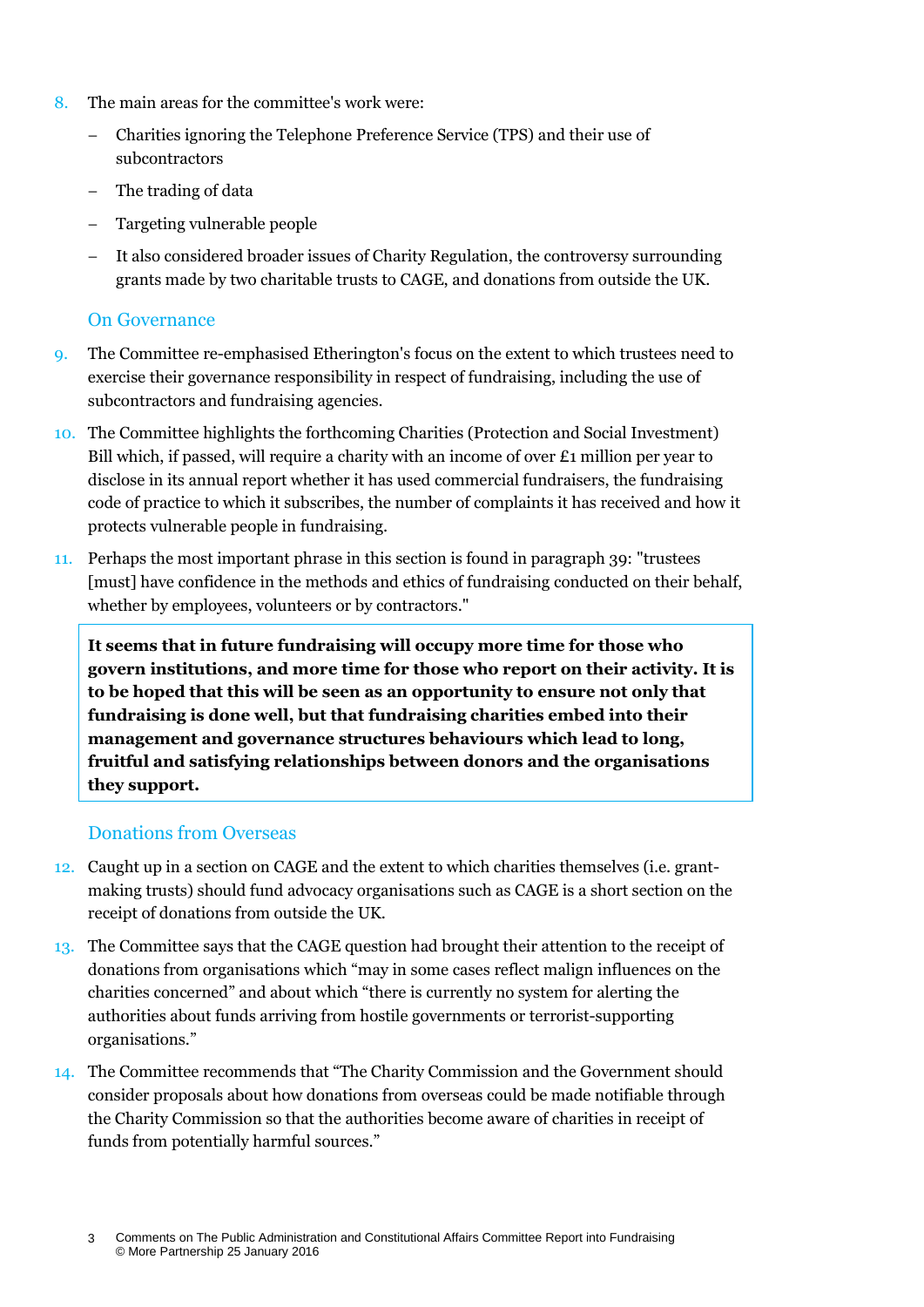8. The main areas for the committee's work were:

   – Charities ignoring the Telephone Preference Service (TPS) and their use of subcontractors

   – The trading of data

   – Targeting vulnerable people

   – It also considered broader issues of Charity Regulation, the controversy surrounding grants made by two charitable trusts to CAGE, and donations from outside the UK.

## On Governance

9. The Committee re-emphasised Etherington's focus on the extent to which trustees need to exercise their governance responsibility in respect of fundraising, including the use of subcontractors and fundraising agencies.

10. The Committee highlights the forthcoming Charities (Protection and Social Investment) Bill which, if passed, will require a charity with an income of over £1 million per year to disclose in its annual report whether it has used commercial fundraisers, the fundraising code of practice to which it subscribes, the number of complaints it has received and how it protects vulnerable people in fundraising.

11. Perhaps the most important phrase in this section is found in paragraph 39: "trustees [must] have confidence in the methods and ethics of fundraising conducted on their behalf, whether by employees, volunteers or by contractors."

**It seems that in future fundraising will occupy more time for those who govern institutions, and more time for those who report on their activity. It is to be hoped that this will be seen as an opportunity to ensure not only that fundraising is done well, but that fundraising charities embed into their management and governance structures behaviours which lead to long, fruitful and satisfying relationships between donors and the organisations they support.**

## Donations from Overseas

12. Caught up in a section on CAGE and the extent to which charities themselves (i.e. grant-making trusts) should fund advocacy organisations such as CAGE is a short section on the receipt of donations from outside the UK.

13. The Committee says that the CAGE question had brought their attention to the receipt of donations from organisations which "may in some cases reflect malign influences on the charities concerned" and about which "there is currently no system for alerting the authorities about funds arriving from hostile governments or terrorist-supporting organisations."

14. The Committee recommends that "The Charity Commission and the Government should consider proposals about how donations from overseas could be made notifiable through the Charity Commission so that the authorities become aware of charities in receipt of funds from potentially harmful sources."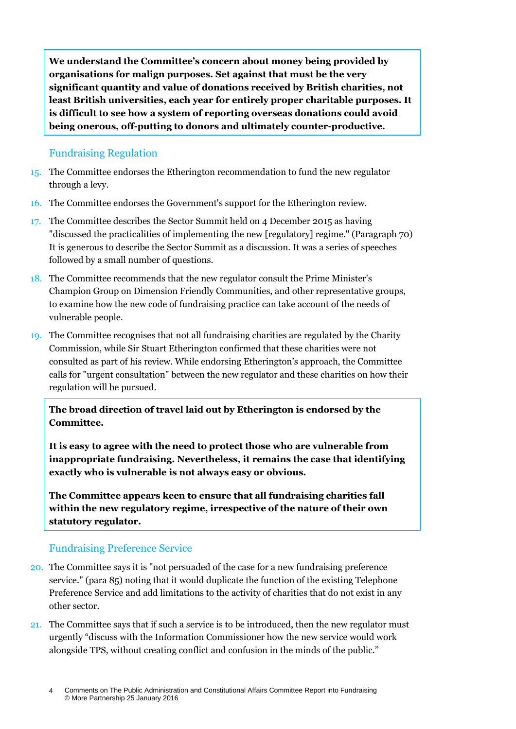**We understand the Committee's concern about money being provided by organisations for malign purposes. Set against that must be the very significant quantity and value of donations received by British charities, not least British universities, each year for entirely proper charitable purposes. It is difficult to see how a system of reporting overseas donations could avoid being onerous, off-putting to donors and ultimately counter-productive.**

## Fundraising Regulation

15. The Committee endorses the Etherington recommendation to fund the new regulator through a levy.
16. The Committee endorses the Government's support for the Etherington review.
17. The Committee describes the Sector Summit held on 4 December 2015 as having "discussed the practicalities of implementing the new [regulatory] regime." (Paragraph 70) It is generous to describe the Sector Summit as a discussion. It was a series of speeches followed by a small number of questions.
18. The Committee recommends that the new regulator consult the Prime Minister's Champion Group on Dimension Friendly Communities, and other representative groups, to examine how the new code of fundraising practice can take account of the needs of vulnerable people.
19. The Committee recognises that not all fundraising charities are regulated by the Charity Commission, while Sir Stuart Etherington confirmed that these charities were not consulted as part of his review. While endorsing Etherington's approach, the Committee calls for "urgent consultation" between the new regulator and these charities on how their regulation will be pursued.

**The broad direction of travel laid out by Etherington is endorsed by the Committee.**

**It is easy to agree with the need to protect those who are vulnerable from inappropriate fundraising. Nevertheless, it remains the case that identifying exactly who is vulnerable is not always easy or obvious.**

**The Committee appears keen to ensure that all fundraising charities fall within the new regulatory regime, irrespective of the nature of their own statutory regulator.**

## Fundraising Preference Service

20. The Committee says it is "not persuaded of the case for a new fundraising preference service." (para 85) noting that it would duplicate the function of the existing Telephone Preference Service and add limitations to the activity of charities that do not exist in any other sector.
21. The Committee says that if such a service is to be introduced, then the new regulator must urgently "discuss with the Information Commissioner how the new service would work alongside TPS, without creating conflict and confusion in the minds of the public."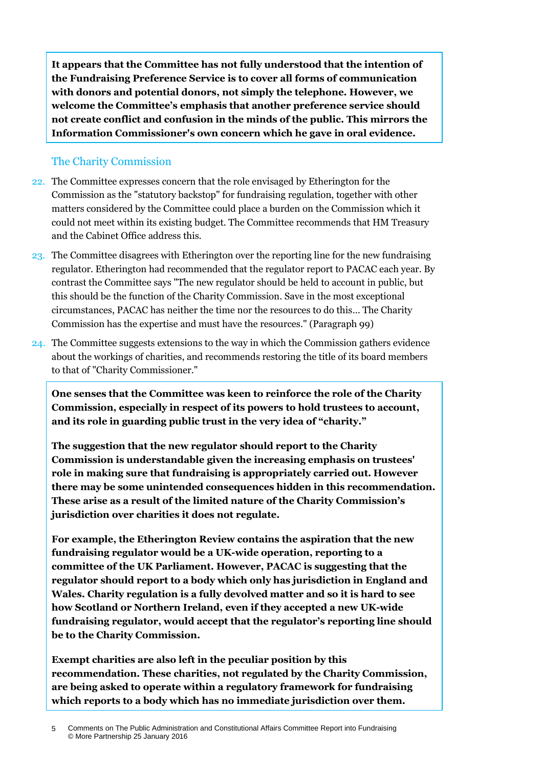**It appears that the Committee has not fully understood that the intention of the Fundraising Preference Service is to cover all forms of communication with donors and potential donors, not simply the telephone. However, we welcome the Committee's emphasis that another preference service should not create conflict and confusion in the minds of the public. This mirrors the Information Commissioner's own concern which he gave in oral evidence.**

## The Charity Commission

22. The Committee expresses concern that the role envisaged by Etherington for the Commission as the "statutory backstop" for fundraising regulation, together with other matters considered by the Committee could place a burden on the Commission which it could not meet within its existing budget. The Committee recommends that HM Treasury and the Cabinet Office address this.

23. The Committee disagrees with Etherington over the reporting line for the new fundraising regulator. Etherington had recommended that the regulator report to PACAC each year. By contrast the Committee says "The new regulator should be held to account in public, but this should be the function of the Charity Commission. Save in the most exceptional circumstances, PACAC has neither the time nor the resources to do this… The Charity Commission has the expertise and must have the resources." (Paragraph 99)

24. The Committee suggests extensions to the way in which the Commission gathers evidence about the workings of charities, and recommends restoring the title of its board members to that of "Charity Commissioner."

**One senses that the Committee was keen to reinforce the role of the Charity Commission, especially in respect of its powers to hold trustees to account, and its role in guarding public trust in the very idea of "charity."**

**The suggestion that the new regulator should report to the Charity Commission is understandable given the increasing emphasis on trustees' role in making sure that fundraising is appropriately carried out. However there may be some unintended consequences hidden in this recommendation. These arise as a result of the limited nature of the Charity Commission's jurisdiction over charities it does not regulate.**

**For example, the Etherington Review contains the aspiration that the new fundraising regulator would be a UK-wide operation, reporting to a committee of the UK Parliament. However, PACAC is suggesting that the regulator should report to a body which only has jurisdiction in England and Wales. Charity regulation is a fully devolved matter and so it is hard to see how Scotland or Northern Ireland, even if they accepted a new UK-wide fundraising regulator, would accept that the regulator's reporting line should be to the Charity Commission.**

**Exempt charities are also left in the peculiar position by this recommendation. These charities, not regulated by the Charity Commission, are being asked to operate within a regulatory framework for fundraising which reports to a body which has no immediate jurisdiction over them.**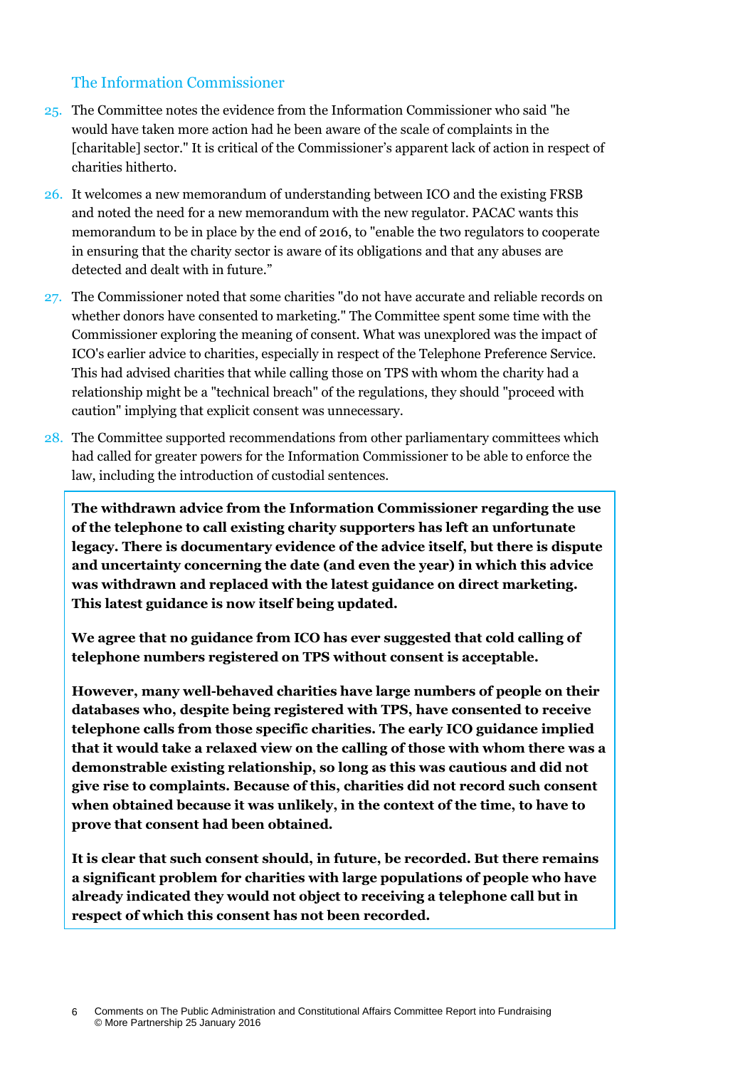## The Information Commissioner

25. The Committee notes the evidence from the Information Commissioner who said "he would have taken more action had he been aware of the scale of complaints in the [charitable] sector." It is critical of the Commissioner's apparent lack of action in respect of charities hitherto.

26. It welcomes a new memorandum of understanding between ICO and the existing FRSB and noted the need for a new memorandum with the new regulator. PACAC wants this memorandum to be in place by the end of 2016, to "enable the two regulators to cooperate in ensuring that the charity sector is aware of its obligations and that any abuses are detected and dealt with in future."

27. The Commissioner noted that some charities "do not have accurate and reliable records on whether donors have consented to marketing." The Committee spent some time with the Commissioner exploring the meaning of consent. What was unexplored was the impact of ICO's earlier advice to charities, especially in respect of the Telephone Preference Service. This had advised charities that while calling those on TPS with whom the charity had a relationship might be a "technical breach" of the regulations, they should "proceed with caution" implying that explicit consent was unnecessary.

28. The Committee supported recommendations from other parliamentary committees which had called for greater powers for the Information Commissioner to be able to enforce the law, including the introduction of custodial sentences.

**The withdrawn advice from the Information Commissioner regarding the use of the telephone to call existing charity supporters has left an unfortunate legacy. There is documentary evidence of the advice itself, but there is dispute and uncertainty concerning the date (and even the year) in which this advice was withdrawn and replaced with the latest guidance on direct marketing. This latest guidance is now itself being updated.**

**We agree that no guidance from ICO has ever suggested that cold calling of telephone numbers registered on TPS without consent is acceptable.**

**However, many well-behaved charities have large numbers of people on their databases who, despite being registered with TPS, have consented to receive telephone calls from those specific charities. The early ICO guidance implied that it would take a relaxed view on the calling of those with whom there was a demonstrable existing relationship, so long as this was cautious and did not give rise to complaints. Because of this, charities did not record such consent when obtained because it was unlikely, in the context of the time, to have to prove that consent had been obtained.**

**It is clear that such consent should, in future, be recorded. But there remains a significant problem for charities with large populations of people who have already indicated they would not object to receiving a telephone call but in respect of which this consent has not been recorded.**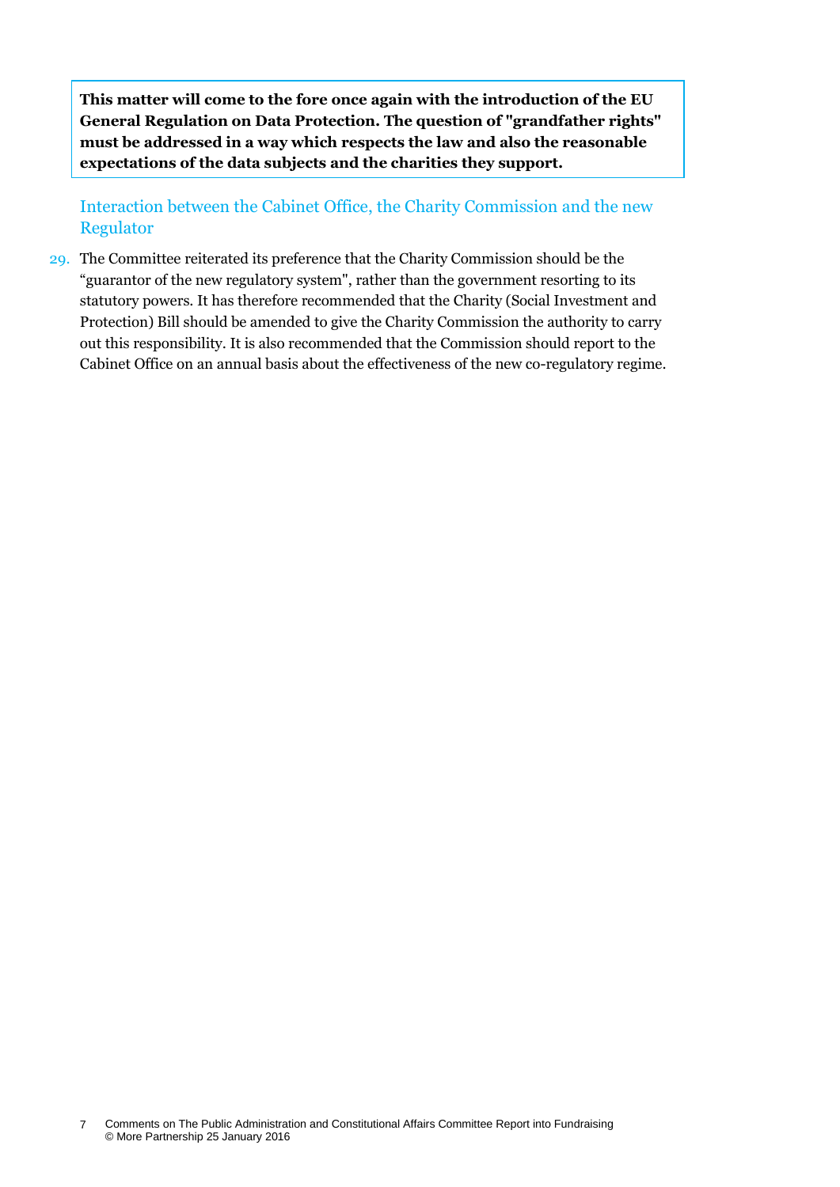**This matter will come to the fore once again with the introduction of the EU General Regulation on Data Protection. The question of "grandfather rights" must be addressed in a way which respects the law and also the reasonable expectations of the data subjects and the charities they support.**

### Interaction between the Cabinet Office, the Charity Commission and the new Regulator

29. The Committee reiterated its preference that the Charity Commission should be the "guarantor of the new regulatory system", rather than the government resorting to its statutory powers. It has therefore recommended that the Charity (Social Investment and Protection) Bill should be amended to give the Charity Commission the authority to carry out this responsibility. It is also recommended that the Commission should report to the Cabinet Office on an annual basis about the effectiveness of the new co-regulatory regime.